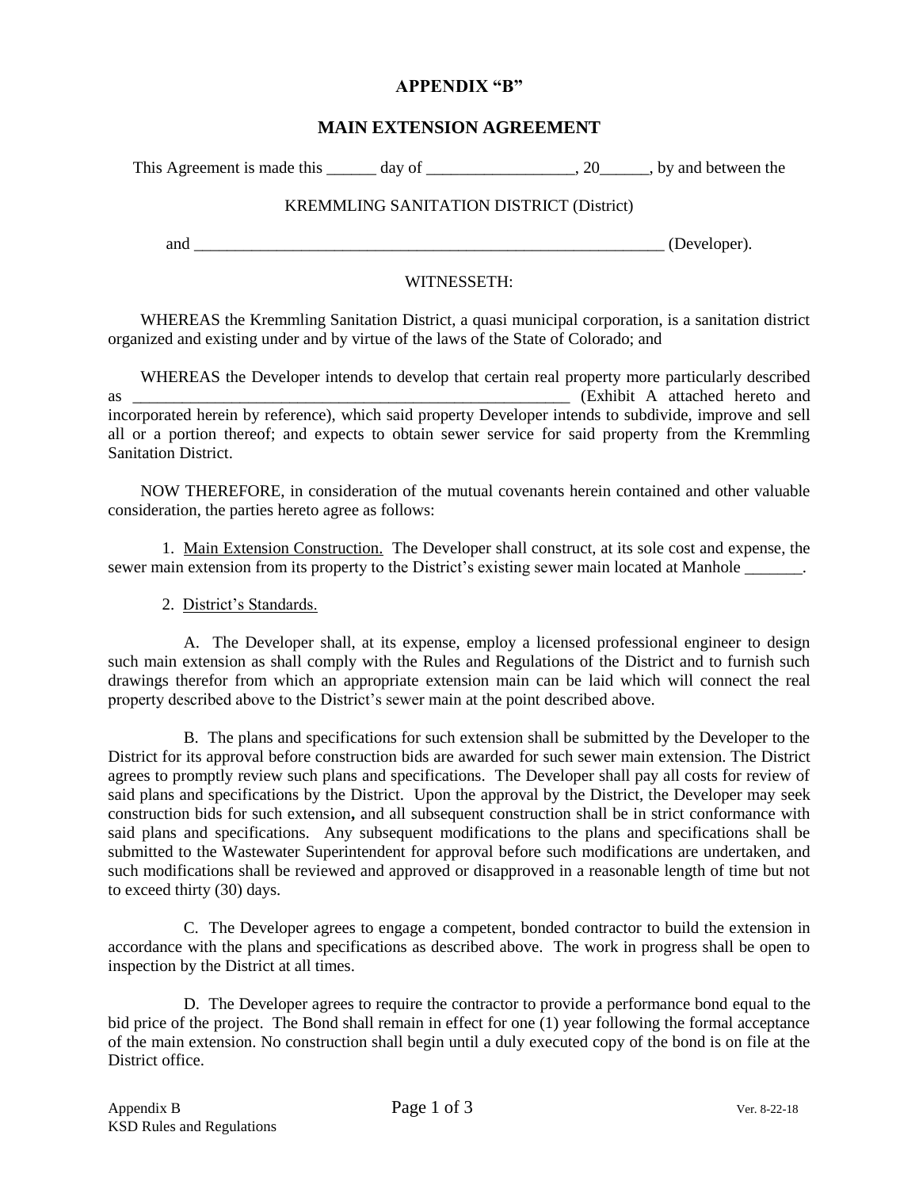# APPENDIX "B"

## MAIN EXTENSION AGREEMENT

This Agreement is made this ______ day of __________________, 20______, by and between the

KREMMLING SANITATION DISTRICT (District)

and ___________________________________________________________ (Developer).

WITNESSETH:

WHEREAS the Kremmling Sanitation District, a quasi municipal corporation, is a sanitation district organized and existing under and by virtue of the laws of the State of Colorado; and

WHEREAS the Developer intends to develop that certain real property more particularly described as _______________________________________________________ (Exhibit A attached hereto and incorporated herein by reference), which said property Developer intends to subdivide, improve and sell all or a portion thereof; and expects to obtain sewer service for said property from the Kremmling Sanitation District.

NOW THEREFORE, in consideration of the mutual covenants herein contained and other valuable consideration, the parties hereto agree as follows:

1. Main Extension Construction. The Developer shall construct, at its sole cost and expense, the sewer main extension from its property to the District's existing sewer main located at Manhole _______.

2. District's Standards.

A. The Developer shall, at its expense, employ a licensed professional engineer to design such main extension as shall comply with the Rules and Regulations of the District and to furnish such drawings therefor from which an appropriate extension main can be laid which will connect the real property described above to the District's sewer main at the point described above.

B. The plans and specifications for such extension shall be submitted by the Developer to the District for its approval before construction bids are awarded for such sewer main extension. The District agrees to promptly review such plans and specifications. The Developer shall pay all costs for review of said plans and specifications by the District. Upon the approval by the District, the Developer may seek construction bids for such extension**,** and all subsequent construction shall be in strict conformance with said plans and specifications. Any subsequent modifications to the plans and specifications shall be submitted to the Wastewater Superintendent for approval before such modifications are undertaken, and such modifications shall be reviewed and approved or disapproved in a reasonable length of time but not to exceed thirty (30) days.

C. The Developer agrees to engage a competent, bonded contractor to build the extension in accordance with the plans and specifications as described above. The work in progress shall be open to inspection by the District at all times.

D. The Developer agrees to require the contractor to provide a performance bond equal to the bid price of the project. The Bond shall remain in effect for one (1) year following the formal acceptance of the main extension. No construction shall begin until a duly executed copy of the bond is on file at the District office.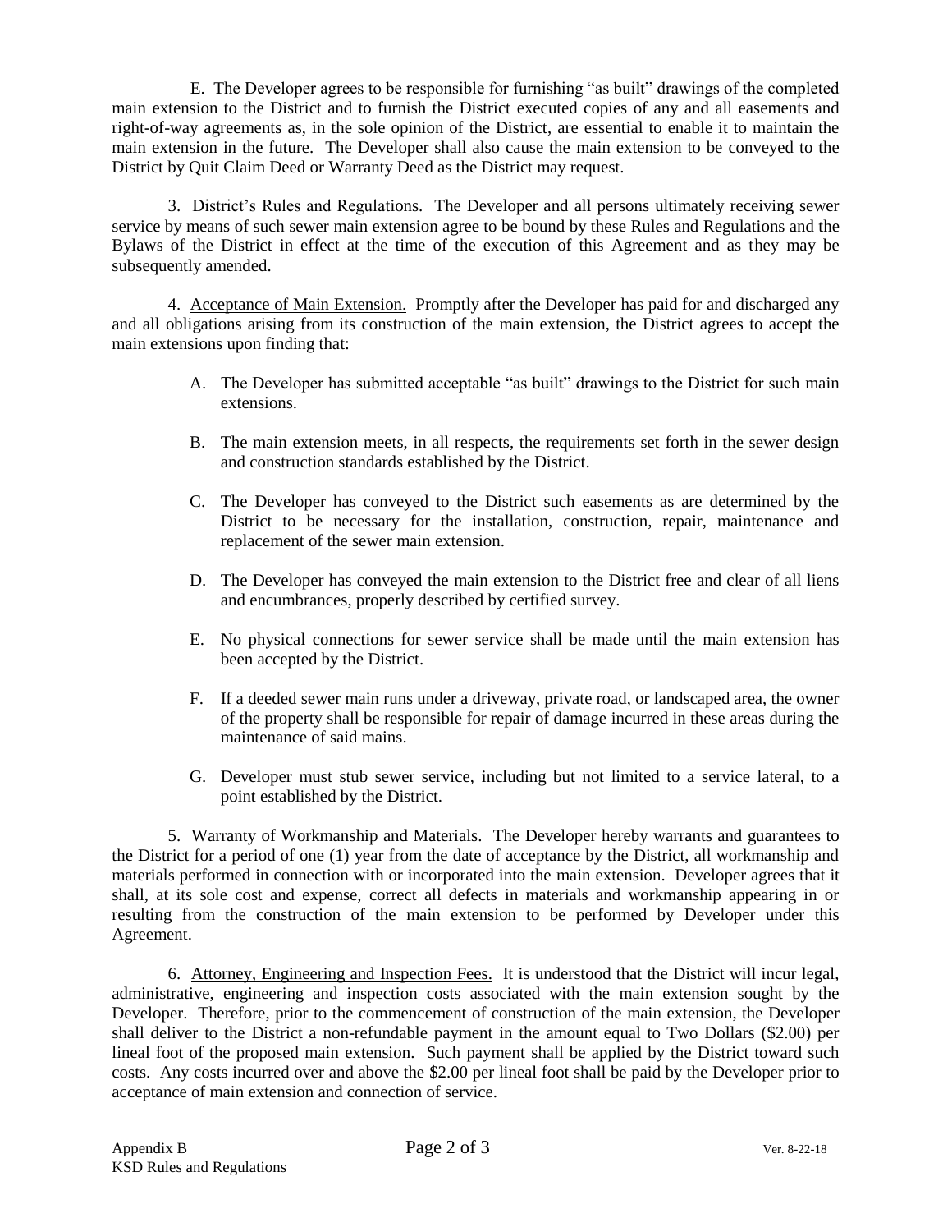E. The Developer agrees to be responsible for furnishing "as built" drawings of the completed main extension to the District and to furnish the District executed copies of any and all easements and right-of-way agreements as, in the sole opinion of the District, are essential to enable it to maintain the main extension in the future. The Developer shall also cause the main extension to be conveyed to the District by Quit Claim Deed or Warranty Deed as the District may request.

3. District's Rules and Regulations. The Developer and all persons ultimately receiving sewer service by means of such sewer main extension agree to be bound by these Rules and Regulations and the Bylaws of the District in effect at the time of the execution of this Agreement and as they may be subsequently amended.

4. Acceptance of Main Extension. Promptly after the Developer has paid for and discharged any and all obligations arising from its construction of the main extension, the District agrees to accept the main extensions upon finding that:

A. The Developer has submitted acceptable "as built" drawings to the District for such main extensions.

B. The main extension meets, in all respects, the requirements set forth in the sewer design and construction standards established by the District.

C. The Developer has conveyed to the District such easements as are determined by the District to be necessary for the installation, construction, repair, maintenance and replacement of the sewer main extension.

D. The Developer has conveyed the main extension to the District free and clear of all liens and encumbrances, properly described by certified survey.

E. No physical connections for sewer service shall be made until the main extension has been accepted by the District.

F. If a deeded sewer main runs under a driveway, private road, or landscaped area, the owner of the property shall be responsible for repair of damage incurred in these areas during the maintenance of said mains.

G. Developer must stub sewer service, including but not limited to a service lateral, to a point established by the District.

5. Warranty of Workmanship and Materials. The Developer hereby warrants and guarantees to the District for a period of one (1) year from the date of acceptance by the District, all workmanship and materials performed in connection with or incorporated into the main extension. Developer agrees that it shall, at its sole cost and expense, correct all defects in materials and workmanship appearing in or resulting from the construction of the main extension to be performed by Developer under this Agreement.

6. Attorney, Engineering and Inspection Fees. It is understood that the District will incur legal, administrative, engineering and inspection costs associated with the main extension sought by the Developer. Therefore, prior to the commencement of construction of the main extension, the Developer shall deliver to the District a non-refundable payment in the amount equal to Two Dollars ($2.00) per lineal foot of the proposed main extension. Such payment shall be applied by the District toward such costs. Any costs incurred over and above the $2.00 per lineal foot shall be paid by the Developer prior to acceptance of main extension and connection of service.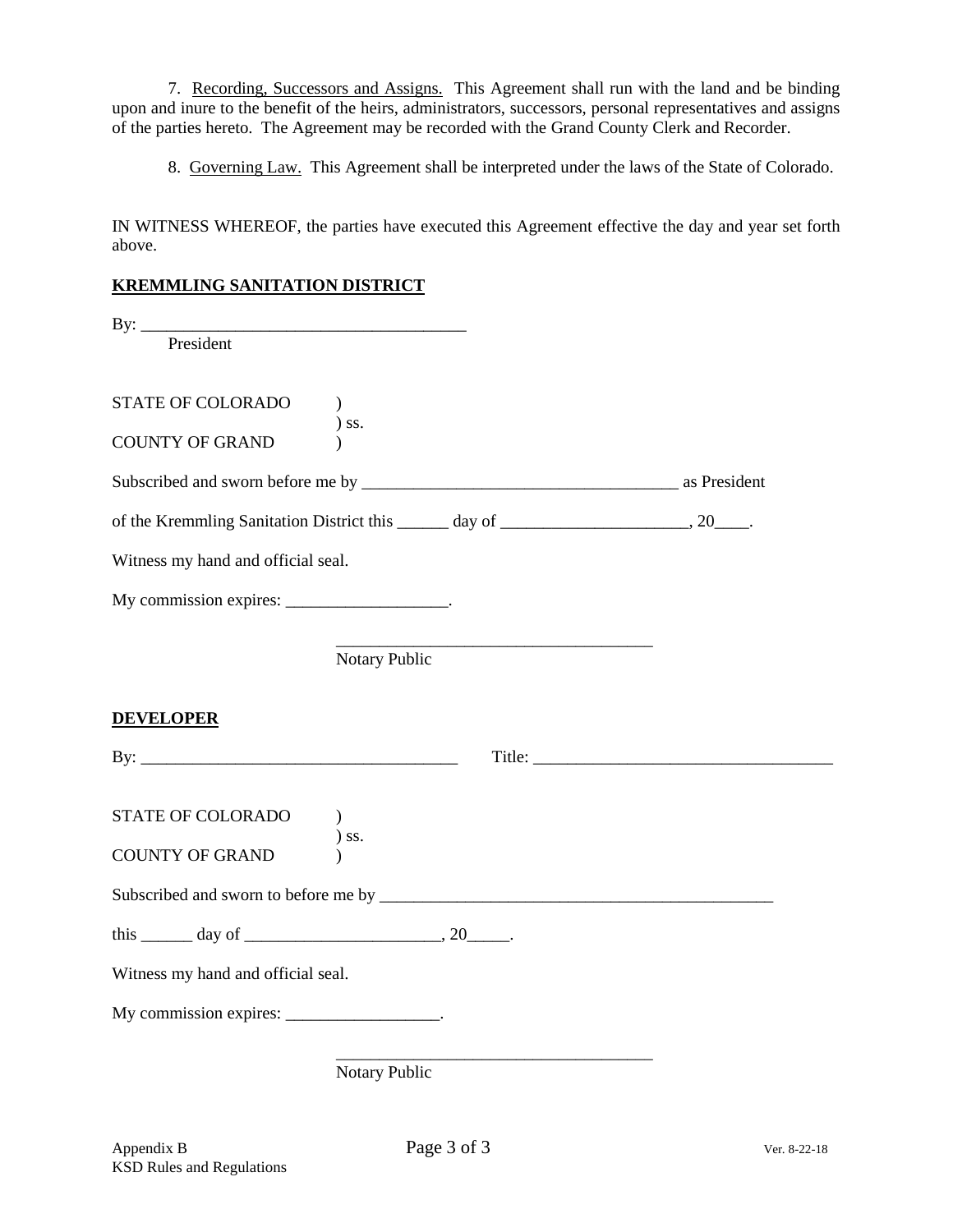7. Recording, Successors and Assigns. This Agreement shall run with the land and be binding upon and inure to the benefit of the heirs, administrators, successors, personal representatives and assigns of the parties hereto. The Agreement may be recorded with the Grand County Clerk and Recorder.

8. Governing Law. This Agreement shall be interpreted under the laws of the State of Colorado.

IN WITNESS WHEREOF, the parties have executed this Agreement effective the day and year set forth above.

**KREMMLING SANITATION DISTRICT**

By: ______________________________________
President

STATE OF COLORADO )
) ss.
COUNTY OF GRAND )

Subscribed and sworn before me by _____________________________________ as President

of the Kremmling Sanitation District this ______ day of ______________________, 20____.

Witness my hand and official seal.

My commission expires: ___________________.

_____________________________________
Notary Public

**DEVELOPER**

By: _____________________________________ Title: __________________________________

STATE OF COLORADO )
) ss.
COUNTY OF GRAND )

Subscribed and sworn to before me by _______________________________________________

this ______ day of ______________________, 20_____.

Witness my hand and official seal.

My commission expires: __________________.

_____________________________________
Notary Public

Appendix B
KSD Rules and Regulations
Ver. 8-22-18